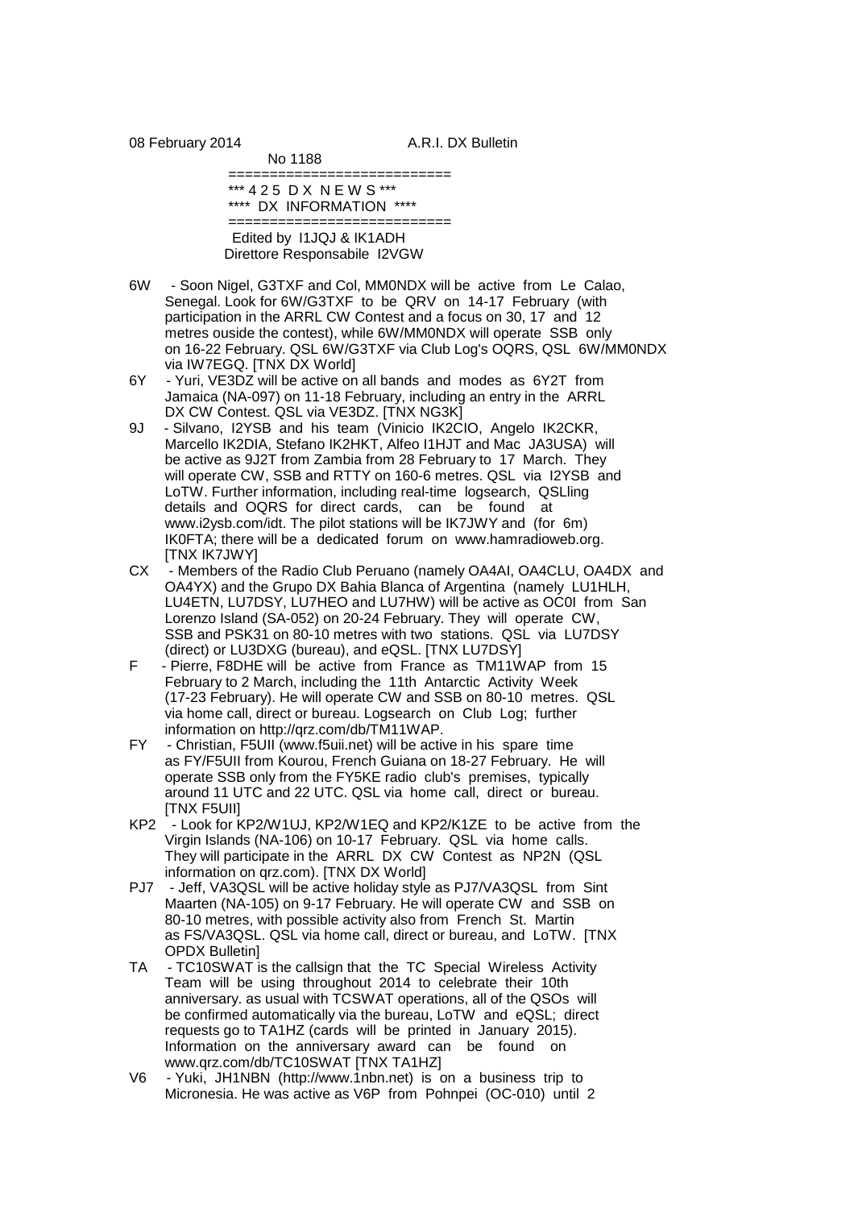08 February 2014 A.R.I. DX Bulletin

No 1188

==========================

*** 4 2 5 D X N E W S ***

**** DX INFORMATION ****

==========================

Edited by I1JQJ & IK1ADH

Direttore Responsabile I2VGW

- 6W - Soon Nigel, G3TXF and Col, MM0NDX will be active from Le Calao, Senegal. Look for 6W/G3TXF to be QRV on 14-17 February (with participation in the ARRL CW Contest and a focus on 30, 17 and 12 metres ouside the contest), while 6W/MM0NDX will operate SSB only on 16-22 February. QSL 6W/G3TXF via Club Log's OQRS, QSL 6W/MM0NDX via IW7EGQ. [TNX DX World]
- 6Y - Yuri, VE3DZ will be active on all bands and modes as 6Y2T from Jamaica (NA-097) on 11-18 February, including an entry in the ARRL DX CW Contest. QSL via VE3DZ. [TNX NG3K]
- 9J - Silvano, I2YSB and his team (Vinicio IK2CIO, Angelo IK2CKR, Marcello IK2DIA, Stefano IK2HKT, Alfeo I1HJT and Mac JA3USA) will be active as 9J2T from Zambia from 28 February to 17 March. They will operate CW, SSB and RTTY on 160-6 metres. QSL via I2YSB and LoTW. Further information, including real-time logsearch, QSLling details and OQRS for direct cards, can be found at www.i2ysb.com/idt. The pilot stations will be IK7JWY and (for 6m) IK0FTA; there will be a dedicated forum on www.hamradioweb.org. [TNX IK7JWY]
- CX - Members of the Radio Club Peruano (namely OA4AI, OA4CLU, OA4DX and OA4YX) and the Grupo DX Bahia Blanca of Argentina (namely LU1HLH, LU4ETN, LU7DSY, LU7HEO and LU7HW) will be active as OC0I from San Lorenzo Island (SA-052) on 20-24 February. They will operate CW, SSB and PSK31 on 80-10 metres with two stations. QSL via LU7DSY (direct) or LU3DXG (bureau), and eQSL. [TNX LU7DSY]
- F - Pierre, F8DHE will be active from France as TM11WAP from 15 February to 2 March, including the 11th Antarctic Activity Week (17-23 February). He will operate CW and SSB on 80-10 metres. QSL via home call, direct or bureau. Logsearch on Club Log; further information on http://qrz.com/db/TM11WAP.
- FY - Christian, F5UII (www.f5uii.net) will be active in his spare time as FY/F5UII from Kourou, French Guiana on 18-27 February. He will operate SSB only from the FY5KE radio club's premises, typically around 11 UTC and 22 UTC. QSL via home call, direct or bureau. [TNX F5UII]
- KP2 - Look for KP2/W1UJ, KP2/W1EQ and KP2/K1ZE to be active from the Virgin Islands (NA-106) on 10-17 February. QSL via home calls. They will participate in the ARRL DX CW Contest as NP2N (QSL information on qrz.com). [TNX DX World]
- PJ7 - Jeff, VA3QSL will be active holiday style as PJ7/VA3QSL from Sint Maarten (NA-105) on 9-17 February. He will operate CW and SSB on 80-10 metres, with possible activity also from French St. Martin as FS/VA3QSL. QSL via home call, direct or bureau, and LoTW. [TNX OPDX Bulletin]
- TA - TC10SWAT is the callsign that the TC Special Wireless Activity Team will be using throughout 2014 to celebrate their 10th anniversary. as usual with TCSWAT operations, all of the QSOs will be confirmed automatically via the bureau, LoTW and eQSL; direct requests go to TA1HZ (cards will be printed in January 2015). Information on the anniversary award can be found on www.qrz.com/db/TC10SWAT [TNX TA1HZ]
- V6 - Yuki, JH1NBN (http://www.1nbn.net) is on a business trip to Micronesia. He was active as V6P from Pohnpei (OC-010) until 2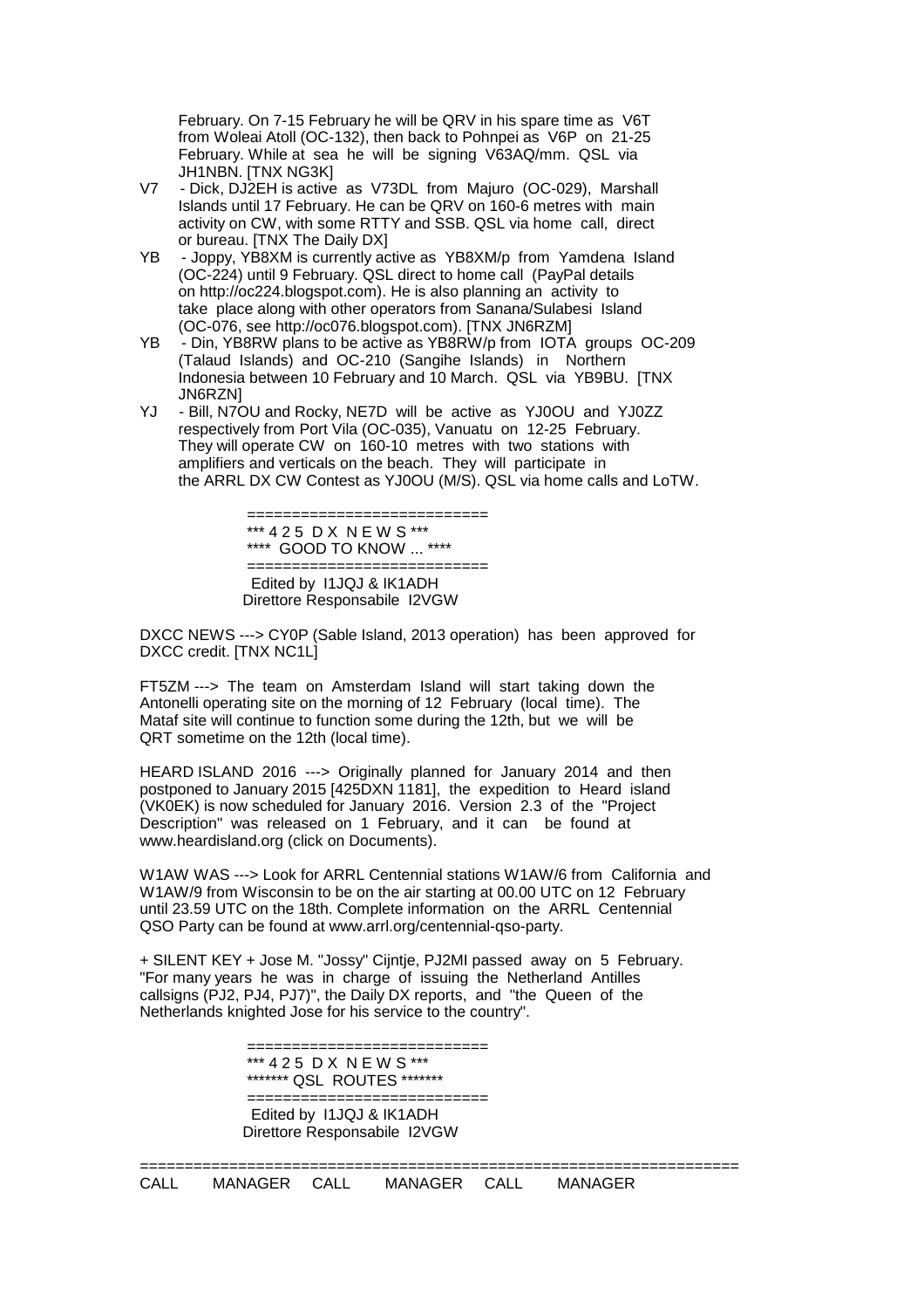February. On 7-15 February he will be QRV in his spare time as V6T from Woleai Atoll (OC-132), then back to Pohnpei as V6P on 21-25 February. While at sea he will be signing V63AQ/mm. QSL via JH1NBN. [TNX NG3K]

V7 - Dick, DJ2EH is active as V73DL from Majuro (OC-029), Marshall Islands until 17 February. He can be QRV on 160-6 metres with main activity on CW, with some RTTY and SSB. QSL via home call, direct or bureau. [TNX The Daily DX]

YB - Joppy, YB8XM is currently active as YB8XM/p from Yamdena Island (OC-224) until 9 February. QSL direct to home call (PayPal details on http://oc224.blogspot.com). He is also planning an activity to take place along with other operators from Sanana/Sulabesi Island (OC-076, see http://oc076.blogspot.com). [TNX JN6RZM]

YB - Din, YB8RW plans to be active as YB8RW/p from IOTA groups OC-209 (Talaud Islands) and OC-210 (Sangihe Islands) in Northern Indonesia between 10 February and 10 March. QSL via YB9BU. [TNX JN6RZN]

YJ - Bill, N7OU and Rocky, NE7D will be active as YJ0OU and YJ0ZZ respectively from Port Vila (OC-035), Vanuatu on 12-25 February. They will operate CW on 160-10 metres with two stations with amplifiers and verticals on the beach. They will participate in the ARRL DX CW Contest as YJ0OU (M/S). QSL via home calls and LoTW.

```
==========================
*** 4 2 5  D X  N E W S ***
****  GOOD TO KNOW ... ****
==========================
 Edited by  I1JQJ & IK1ADH
Direttore Responsabile  I2VGW
```

DXCC NEWS ---> CY0P (Sable Island, 2013 operation) has been approved for DXCC credit. [TNX NC1L]

FT5ZM ---> The team on Amsterdam Island will start taking down the Antonelli operating site on the morning of 12 February (local time). The Mataf site will continue to function some during the 12th, but we will be QRT sometime on the 12th (local time).

HEARD ISLAND 2016 ---> Originally planned for January 2014 and then postponed to January 2015 [425DXN 1181], the expedition to Heard island (VK0EK) is now scheduled for January 2016. Version 2.3 of the "Project Description" was released on 1 February, and it can be found at www.heardisland.org (click on Documents).

W1AW WAS ---> Look for ARRL Centennial stations W1AW/6 from California and W1AW/9 from Wisconsin to be on the air starting at 00.00 UTC on 12 February until 23.59 UTC on the 18th. Complete information on the ARRL Centennial QSO Party can be found at www.arrl.org/centennial-qso-party.

+ SILENT KEY + Jose M. "Jossy" Cijntje, PJ2MI passed away on 5 February. "For many years he was in charge of issuing the Netherland Antilles callsigns (PJ2, PJ4, PJ7)", the Daily DX reports, and "the Queen of the Netherlands knighted Jose for his service to the country".

```
==========================
*** 4 2 5  D X  N E W S ***
*******  QSL  ROUTES *******
==========================
 Edited by  I1JQJ & IK1ADH
Direttore Responsabile  I2VGW
```

| CALL | MANAGER | CALL | MANAGER | CALL | MANAGER |
|---|---|---|---|---|---|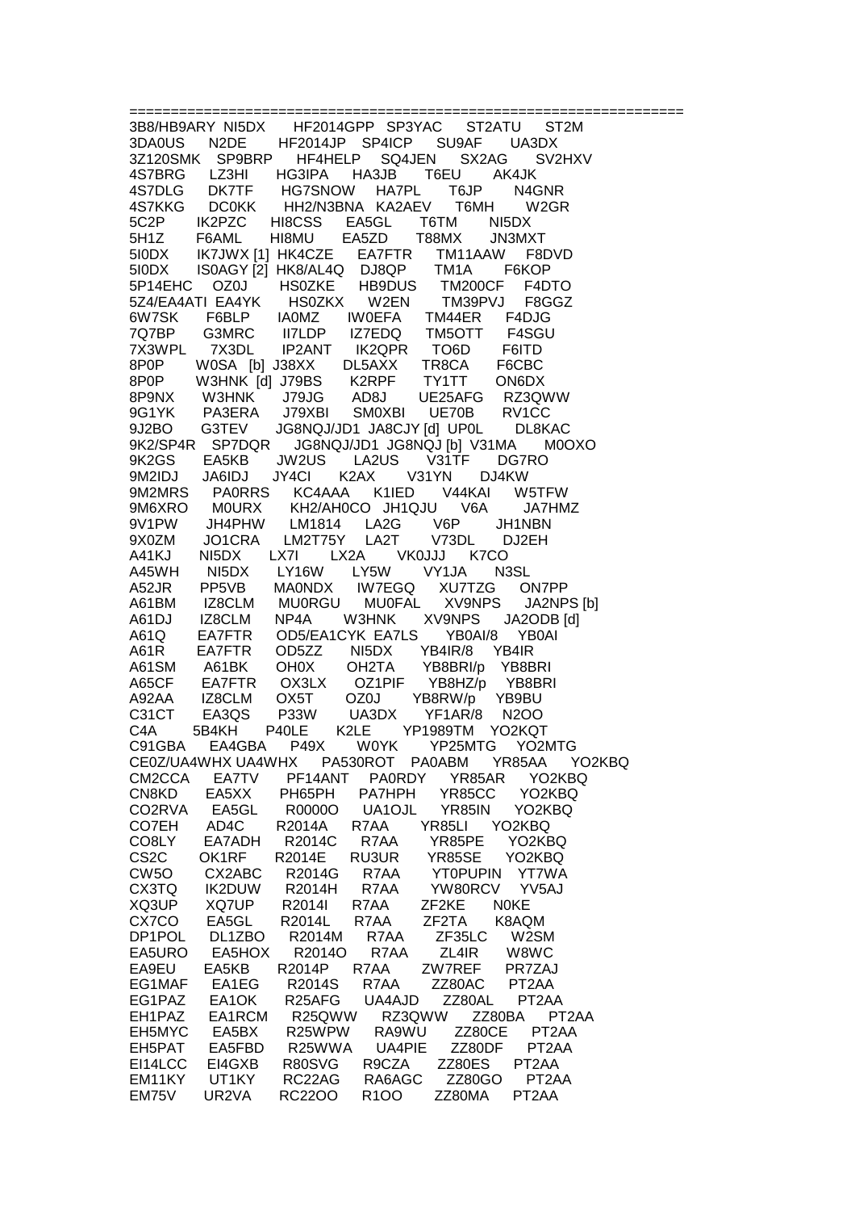```
==================================================================
3B8/HB9ARY  NI5DX      HF2014GPP  SP3YAC      ST2ATU      ST2M
3DA0US      N2DE       HF2014JP   SP4ICP      SU9AF       UA3DX
3Z120SMK    SP9BRP     HF4HELP    SQ4JEN      SX2AG       SV2HXV
4S7BRG      LZ3HI      HG3IPA     HA3JB       T6EU        AK4JK
4S7DLG      DK7TF      HG7SNOW    HA7PL       T6JP        N4GNR
4S7KKG      DC0KK      HH2/N3BNA  KA2AEV      T6MH        W2GR
5C2P        IK2PZC     HI8CSS     EA5GL       T6TM        NI5DX
5H1Z        F6AML      HI8MU      EA5ZD       T88MX       JN3MXT
5I0DX       IK7JWX [1] HK4CZE     EA7FTR      TM11AAW     F8DVD
5I0DX       IS0AGY [2] HK8/AL4Q   DJ8QP       TM1A        F6KOP
5P14EHC     OZ0J       HS0ZKE     HB9DUS      TM200CF     F4DTO
5Z4/EA4ATI  EA4YK      HS0ZKX     W2EN        TM39PVJ     F8GGZ
6W7SK       F6BLP      IA0MZ      IW0EFA      TM44ER      F4DJG
7Q7BP       G3MRC      II7LDP     IZ7EDQ      TM5OTT      F4SGU
7X3WPL      7X3DL      IP2ANT     IK2QPR      TO6D        F6ITD
8P0P        W0SA  [b]  J38XX      DL5AXX      TR8CA       F6CBC
8P0P        W3HNK  [d] J79BS      K2RPF       TY1TT       ON6DX
8P9NX       W3HNK      J79JG      AD8J        UE25AFG     RZ3QWW
9G1YK       PA3ERA     J79XBI     SM0XBI      UE70B       RV1CC
9J2BO       G3TEV      JG8NQJ/JD1  JA8CJY [d] UP0L        DL8KAC
9K2/SP4R    SP7DQR     JG8NQJ/JD1  JG8NQJ [b] V31MA       M0OXO
9K2GS       EA5KB      JW2US      LA2US       V31TF       DG7RO
9M2IDJ      JA6IDJ     JY4CI      K2AX        V31YN       DJ4KW
9M2MRS      PA0RRS     KC4AAA     K1IED       V44KAI      W5TFW
9M6XRO      M0URX      KH2/AH0CO  JH1QJU      V6A         JA7HMZ
9V1PW       JH4PHW     LM1814     LA2G        V6P         JH1NBN
9X0ZM       JO1CRA     LM2T75Y    LA2T        V73DL       DJ2EH
A41KJ       NI5DX      LX7I       LX2A        VK0JJJ      K7CO
A45WH       NI5DX      LY16W      LY5W        VY1JA       N3SL
A52JR       PP5VB      MA0NDX     IW7EGQ      XU7TZG      ON7PP
A61BM       IZ8CLM     MU0RGU     MU0FAL      XV9NPS      JA2NPS [b]
A61DJ       IZ8CLM     NP4A       W3HNK       XV9NPS      JA2ODB [d]
A61Q        EA7FTR     OD5/EA1CYK EA7LS       YB0AI/8     YB0AI
A61R        EA7FTR     OD5ZZ      NI5DX       YB4IR/8     YB4IR
A61SM       A61BK      OH0X       OH2TA       YB8BRI/p    YB8BRI
A65CF       EA7FTR     OX3LX      OZ1PIF      YB8HZ/p     YB8BRI
A92AA       IZ8CLM     OX5T       OZ0J        YB8RW/p     YB9BU
C31CT       EA3QS      P33W       UA3DX       YF1AR/8     N2OO
C4A         5B4KH      P40LE      K2LE        YP1989TM    YO2KQT
C91GBA      EA4GBA     P49X       W0YK        YP25MTG     YO2MTG
CE0Z/UA4WHX UA4WHX     PA530ROT   PA0ABM      YR85AA      YO2KBQ
CM2CCA      EA7TV      PF14ANT    PA0RDY      YR85AR      YO2KBQ
CN8KD       EA5XX      PH65PH     PA7HPH      YR85CC      YO2KBQ
CO2RVA      EA5GL      R0000O     UA1OJL      YR85IN      YO2KBQ
CO7EH       AD4C       R2014A     R7AA        YR85LI      YO2KBQ
CO8LY       EA7ADH     R2014C     R7AA        YR85PE      YO2KBQ
CS2C        OK1RF      R2014E     RU3UR       YR85SE      YO2KBQ
CW5O        CX2ABC     R2014G     R7AA        YT0PUPIN    YT7WA
CX3TQ       IK2DUW     R2014H     R7AA        YW80RCV     YV5AJ
XQ3UP       XQ7UP      R2014I     R7AA        ZF2KE       N0KE
CX7CO       EA5GL      R2014L     R7AA        ZF2TA       K8AQM
DP1POL      DL1ZBO     R2014M     R7AA        ZF35LC      W2SM
EA5URO      EA5HOX     R2014O     R7AA        ZL4IR       W8WC
EA9EU       EA5KB      R2014P     R7AA        ZW7REF      PR7ZAJ
EG1MAF      EA1EG      R2014S     R7AA        ZZ80AC      PT2AA
EG1PAZ      EA1OK      R25AFG     UA4AJD      ZZ80AL      PT2AA
EH1PAZ      EA1RCM     R25QWW     RZ3QWW      ZZ80BA      PT2AA
EH5MYC      EA5BX      R25WPW     RA9WU       ZZ80CE      PT2AA
EH5PAT      EA5FBD     R25WWA     UA4PIE      ZZ80DF      PT2AA
EI14LCC     EI4GXB     R80SVG     R9CZA       ZZ80ES      PT2AA
EM11KY      UT1KY      RC22AG     RA6AGC      ZZ80GO      PT2AA
EM75V       UR2VA      RC22OO     R1OO        ZZ80MA      PT2AA
```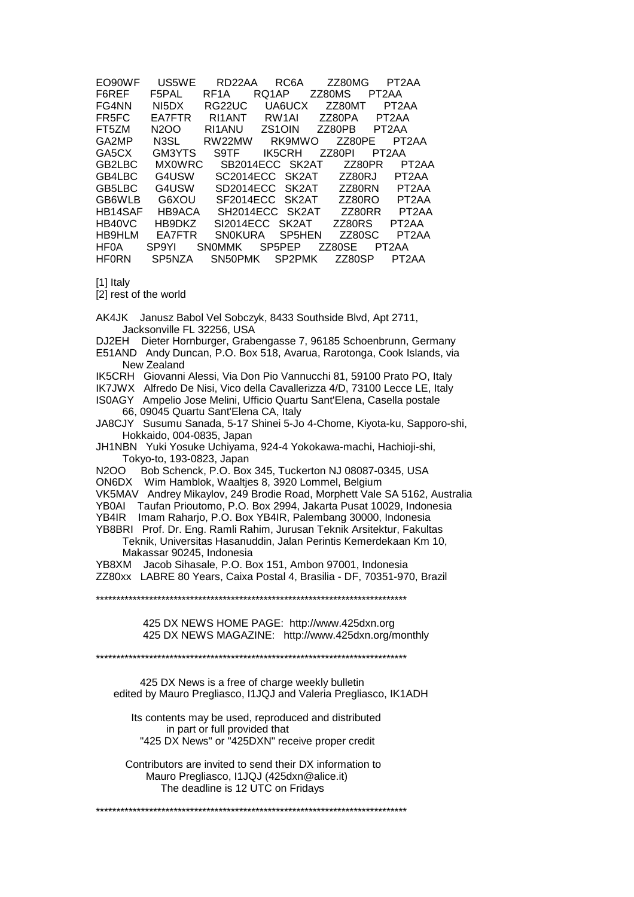| | | | | | |
|---|---|---|---|---|---|
| EO90WF | US5WE | RD22AA | RC6A | ZZ80MG | PT2AA |
| F6REF | F5PAL | RF1A | RQ1AP | ZZ80MS | PT2AA |
| FG4NN | NI5DX | RG22UC | UA6UCX | ZZ80MT | PT2AA |
| FR5FC | EA7FTR | RI1ANT | RW1AI | ZZ80PA | PT2AA |
| FT5ZM | N2OO | RI1ANU | ZS1OIN | ZZ80PB | PT2AA |
| GA2MP | N3SL | RW22MW | RK9MWO | ZZ80PE | PT2AA |
| GA5CX | GM3YTS | S9TF | IK5CRH | ZZ80PI | PT2AA |
| GB2LBC | MX0WRC | SB2014ECC | SK2AT | ZZ80PR | PT2AA |
| GB4LBC | G4USW | SC2014ECC | SK2AT | ZZ80RJ | PT2AA |
| GB5LBC | G4USW | SD2014ECC | SK2AT | ZZ80RN | PT2AA |
| GB6WLB | G6XOU | SF2014ECC | SK2AT | ZZ80RO | PT2AA |
| HB14SAF | HB9ACA | SH2014ECC | SK2AT | ZZ80RR | PT2AA |
| HB40VC | HB9DKZ | SI2014ECC | SK2AT | ZZ80RS | PT2AA |
| HB9HLM | EA7FTR | SN0KURA | SP5HEN | ZZ80SC | PT2AA |
| HF0A | SP9YI | SN0MMK | SP5PEP | ZZ80SE | PT2AA |
| HF0RN | SP5NZA | SN50PMK | SP2PMK | ZZ80SP | PT2AA |

[1] Italy
[2] rest of the world

AK4JK Janusz Babol Vel Sobczyk, 8433 Southside Blvd, Apt 2711, Jacksonville FL 32256, USA
DJ2EH Dieter Hornburger, Grabengasse 7, 96185 Schoenbrunn, Germany
E51AND Andy Duncan, P.O. Box 518, Avarua, Rarotonga, Cook Islands, via New Zealand
IK5CRH Giovanni Alessi, Via Don Pio Vannucchi 81, 59100 Prato PO, Italy
IK7JWX Alfredo De Nisi, Vico della Cavallerizza 4/D, 73100 Lecce LE, Italy
IS0AGY Ampelio Jose Melini, Ufficio Quartu Sant'Elena, Casella postale 66, 09045 Quartu Sant'Elena CA, Italy
JA8CJY Susumu Sanada, 5-17 Shinei 5-Jo 4-Chome, Kiyota-ku, Sapporo-shi, Hokkaido, 004-0835, Japan
JH1NBN Yuki Yosuke Uchiyama, 924-4 Yokokawa-machi, Hachioji-shi, Tokyo-to, 193-0823, Japan
N2OO Bob Schenck, P.O. Box 345, Tuckerton NJ 08087-0345, USA
ON6DX Wim Hamblok, Waaltjes 8, 3920 Lommel, Belgium
VK5MAV Andrey Mikaylov, 249 Brodie Road, Morphett Vale SA 5162, Australia
YB0AI Taufan Prioutomo, P.O. Box 2994, Jakarta Pusat 10029, Indonesia
YB4IR Imam Raharjo, P.O. Box YB4IR, Palembang 30000, Indonesia
YB8BRI Prof. Dr. Eng. Ramli Rahim, Jurusan Teknik Arsitektur, Fakultas Teknik, Universitas Hasanuddin, Jalan Perintis Kemerdekaan Km 10, Makassar 90245, Indonesia
YB8XM Jacob Sihasale, P.O. Box 151, Ambon 97001, Indonesia
ZZ80xx LABRE 80 Years, Caixa Postal 4, Brasilia - DF, 70351-970, Brazil

******************************************************************************

425 DX NEWS HOME PAGE: http://www.425dxn.org
425 DX NEWS MAGAZINE: http://www.425dxn.org/monthly

******************************************************************************

425 DX News is a free of charge weekly bulletin
edited by Mauro Pregliasco, I1JQJ and Valeria Pregliasco, IK1ADH

Its contents may be used, reproduced and distributed
in part or full provided that
"425 DX News" or "425DXN" receive proper credit

Contributors are invited to send their DX information to
Mauro Pregliasco, I1JQJ (425dxn@alice.it)
The deadline is 12 UTC on Fridays

******************************************************************************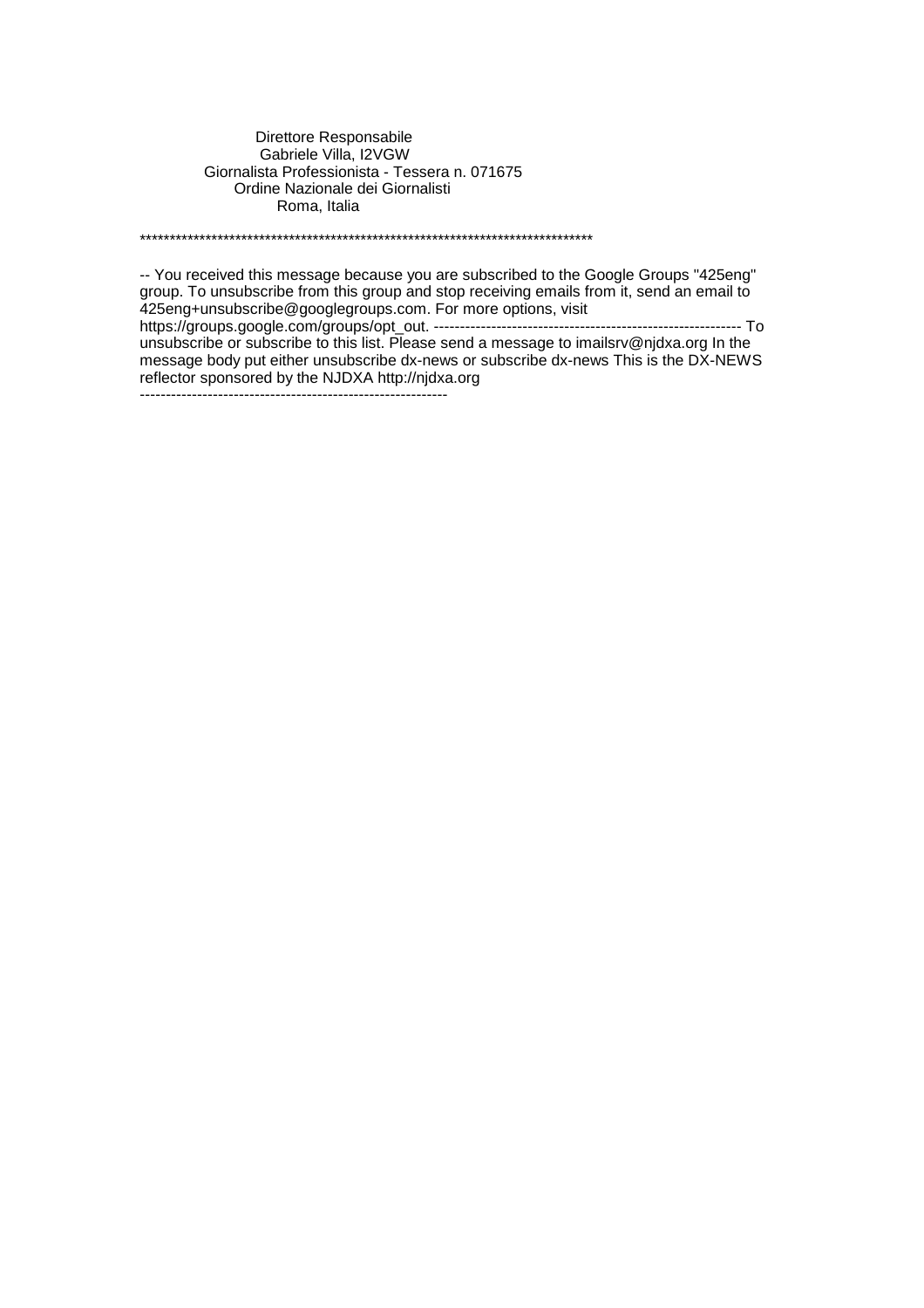Direttore Responsabile
Gabriele Villa, I2VGW
Giornalista Professionista - Tessera n. 071675
Ordine Nazionale dei Giornalisti
Roma, Italia

******************************************************************************

-- You received this message because you are subscribed to the Google Groups "425eng" group. To unsubscribe from this group and stop receiving emails from it, send an email to 425eng+unsubscribe@googlegroups.com. For more options, visit https://groups.google.com/groups/opt_out. ------------------------------------------------------------ To unsubscribe or subscribe to this list. Please send a message to imailsrv@njdxa.org In the message body put either unsubscribe dx-news or subscribe dx-news This is the DX-NEWS reflector sponsored by the NJDXA http://njdxa.org
------------------------------------------------------------